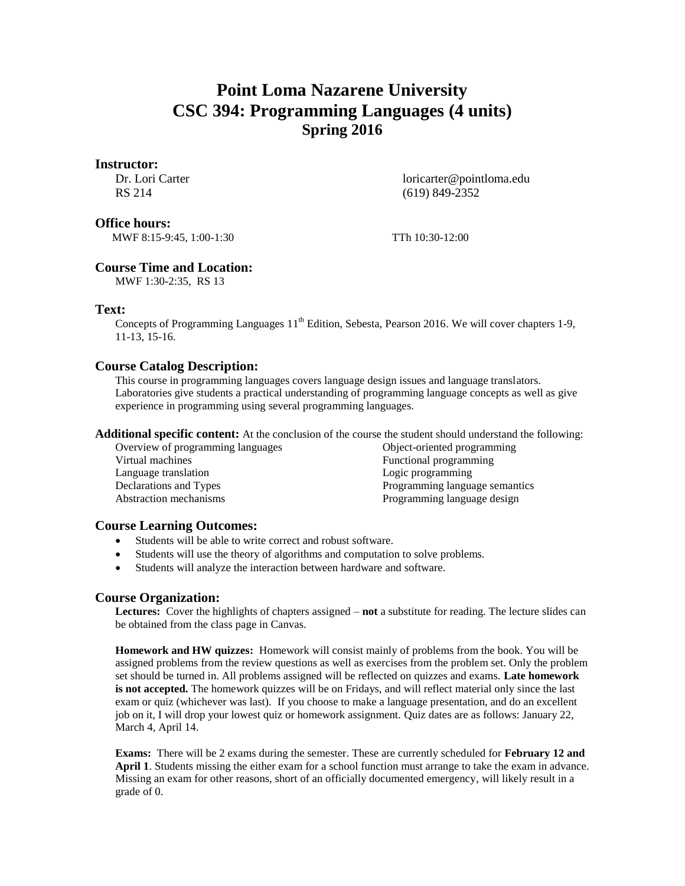# Point Loma Nazarene University
# CSC 394: Programming Languages (4 units)
## Spring 2016

### Instructor:

Dr. Lori Carter
RS 214

loricarter@pointloma.edu
(619) 849-2352

### Office hours:

MWF 8:15-9:45, 1:00-1:30

TTh 10:30-12:00

### Course Time and Location:

MWF 1:30-2:35, RS 13

### Text:

Concepts of Programming Languages 11th Edition, Sebesta, Pearson 2016. We will cover chapters 1-9, 11-13, 15-16.

### Course Catalog Description:

This course in programming languages covers language design issues and language translators. Laboratories give students a practical understanding of programming language concepts as well as give experience in programming using several programming languages.

**Additional specific content:** At the conclusion of the course the student should understand the following:

- Overview of programming languages
- Virtual machines
- Language translation
- Declarations and Types
- Abstraction mechanisms
- Object-oriented programming
- Functional programming
- Logic programming
- Programming language semantics
- Programming language design

### Course Learning Outcomes:

- Students will be able to write correct and robust software.
- Students will use the theory of algorithms and computation to solve problems.
- Students will analyze the interaction between hardware and software.

### Course Organization:

**Lectures:** Cover the highlights of chapters assigned – **not** a substitute for reading. The lecture slides can be obtained from the class page in Canvas.

**Homework and HW quizzes:** Homework will consist mainly of problems from the book. You will be assigned problems from the review questions as well as exercises from the problem set. Only the problem set should be turned in. All problems assigned will be reflected on quizzes and exams. **Late homework is not accepted.** The homework quizzes will be on Fridays, and will reflect material only since the last exam or quiz (whichever was last). If you choose to make a language presentation, and do an excellent job on it, I will drop your lowest quiz or homework assignment. Quiz dates are as follows: January 22, March 4, April 14.

**Exams:** There will be 2 exams during the semester. These are currently scheduled for **February 12 and April 1**. Students missing the either exam for a school function must arrange to take the exam in advance. Missing an exam for other reasons, short of an officially documented emergency, will likely result in a grade of 0.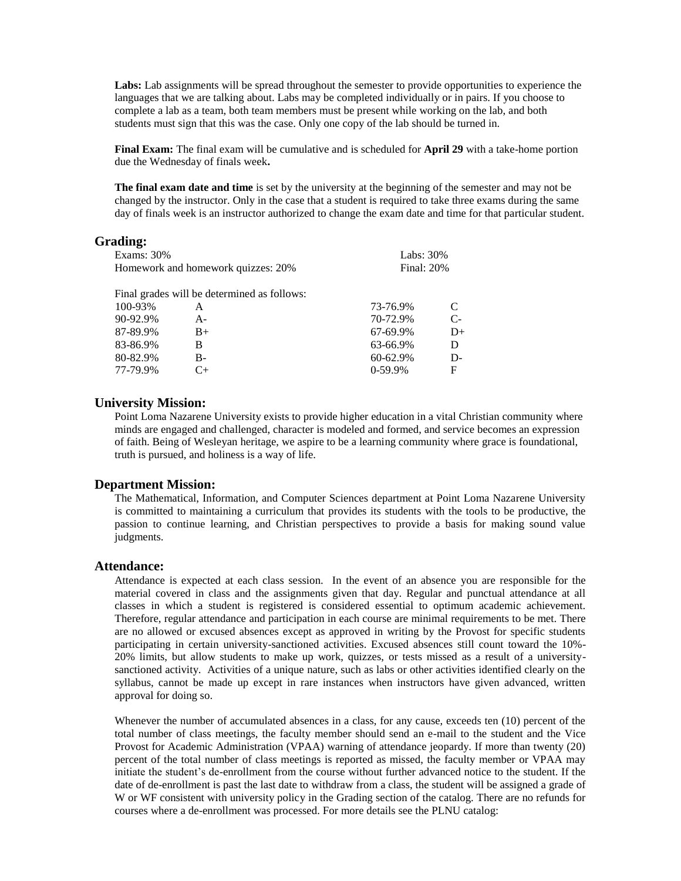**Labs:** Lab assignments will be spread throughout the semester to provide opportunities to experience the languages that we are talking about. Labs may be completed individually or in pairs. If you choose to complete a lab as a team, both team members must be present while working on the lab, and both students must sign that this was the case. Only one copy of the lab should be turned in.

**Final Exam:** The final exam will be cumulative and is scheduled for **April 29** with a take-home portion due the Wednesday of finals week**.**

**The final exam date and time** is set by the university at the beginning of the semester and may not be changed by the instructor. Only in the case that a student is required to take three exams during the same day of finals week is an instructor authorized to change the exam date and time for that particular student.

## Grading:

| | |
|---|---|
| Exams: 30% | Labs: 30% |
| Homework and homework quizzes: 20% | Final: 20% |

Final grades will be determined as follows:

| | | | |
|---|---|---|---|
| 100-93% | A | 73-76.9% | C |
| 90-92.9% | A- | 70-72.9% | C- |
| 87-89.9% | B+ | 67-69.9% | D+ |
| 83-86.9% | B | 63-66.9% | D |
| 80-82.9% | B- | 60-62.9% | D- |
| 77-79.9% | C+ | 0-59.9% | F |

## University Mission:

Point Loma Nazarene University exists to provide higher education in a vital Christian community where minds are engaged and challenged, character is modeled and formed, and service becomes an expression of faith. Being of Wesleyan heritage, we aspire to be a learning community where grace is foundational, truth is pursued, and holiness is a way of life.

## Department Mission:

The Mathematical, Information, and Computer Sciences department at Point Loma Nazarene University is committed to maintaining a curriculum that provides its students with the tools to be productive, the passion to continue learning, and Christian perspectives to provide a basis for making sound value judgments.

## Attendance:

Attendance is expected at each class session. In the event of an absence you are responsible for the material covered in class and the assignments given that day. Regular and punctual attendance at all classes in which a student is registered is considered essential to optimum academic achievement. Therefore, regular attendance and participation in each course are minimal requirements to be met. There are no allowed or excused absences except as approved in writing by the Provost for specific students participating in certain university-sanctioned activities. Excused absences still count toward the 10%-20% limits, but allow students to make up work, quizzes, or tests missed as a result of a university-sanctioned activity. Activities of a unique nature, such as labs or other activities identified clearly on the syllabus, cannot be made up except in rare instances when instructors have given advanced, written approval for doing so.

Whenever the number of accumulated absences in a class, for any cause, exceeds ten (10) percent of the total number of class meetings, the faculty member should send an e-mail to the student and the Vice Provost for Academic Administration (VPAA) warning of attendance jeopardy. If more than twenty (20) percent of the total number of class meetings is reported as missed, the faculty member or VPAA may initiate the student's de-enrollment from the course without further advanced notice to the student. If the date of de-enrollment is past the last date to withdraw from a class, the student will be assigned a grade of W or WF consistent with university policy in the Grading section of the catalog. There are no refunds for courses where a de-enrollment was processed. For more details see the PLNU catalog: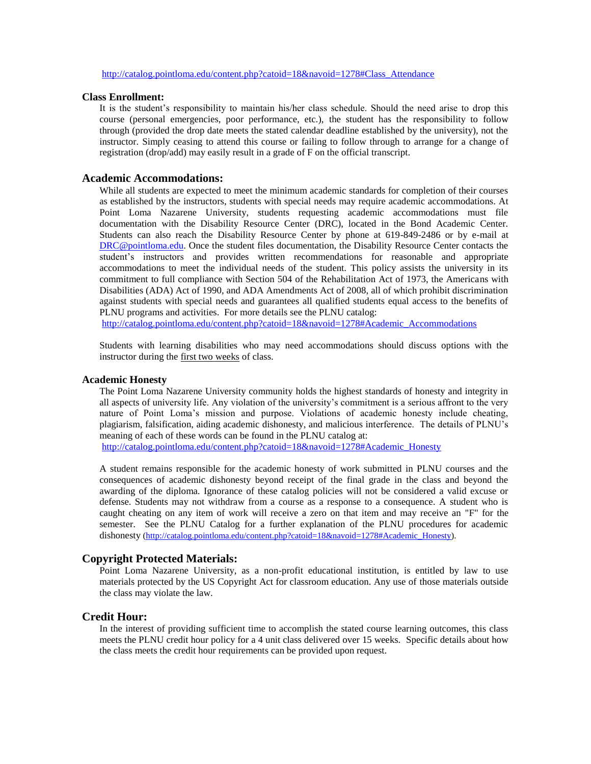http://catalog.pointloma.edu/content.php?catoid=18&navoid=1278#Class_Attendance

### Class Enrollment:

It is the student's responsibility to maintain his/her class schedule. Should the need arise to drop this course (personal emergencies, poor performance, etc.), the student has the responsibility to follow through (provided the drop date meets the stated calendar deadline established by the university), not the instructor. Simply ceasing to attend this course or failing to follow through to arrange for a change of registration (drop/add) may easily result in a grade of F on the official transcript.

## Academic Accommodations:

While all students are expected to meet the minimum academic standards for completion of their courses as established by the instructors, students with special needs may require academic accommodations. At Point Loma Nazarene University, students requesting academic accommodations must file documentation with the Disability Resource Center (DRC), located in the Bond Academic Center. Students can also reach the Disability Resource Center by phone at 619-849-2486 or by e-mail at DRC@pointloma.edu. Once the student files documentation, the Disability Resource Center contacts the student's instructors and provides written recommendations for reasonable and appropriate accommodations to meet the individual needs of the student. This policy assists the university in its commitment to full compliance with Section 504 of the Rehabilitation Act of 1973, the Americans with Disabilities (ADA) Act of 1990, and ADA Amendments Act of 2008, all of which prohibit discrimination against students with special needs and guarantees all qualified students equal access to the benefits of PLNU programs and activities. For more details see the PLNU catalog:
http://catalog.pointloma.edu/content.php?catoid=18&navoid=1278#Academic_Accommodations

Students with learning disabilities who may need accommodations should discuss options with the instructor during the first two weeks of class.

### Academic Honesty

The Point Loma Nazarene University community holds the highest standards of honesty and integrity in all aspects of university life. Any violation of the university's commitment is a serious affront to the very nature of Point Loma's mission and purpose. Violations of academic honesty include cheating, plagiarism, falsification, aiding academic dishonesty, and malicious interference. The details of PLNU's meaning of each of these words can be found in the PLNU catalog at:
http://catalog.pointloma.edu/content.php?catoid=18&navoid=1278#Academic_Honesty

A student remains responsible for the academic honesty of work submitted in PLNU courses and the consequences of academic dishonesty beyond receipt of the final grade in the class and beyond the awarding of the diploma. Ignorance of these catalog policies will not be considered a valid excuse or defense. Students may not withdraw from a course as a response to a consequence. A student who is caught cheating on any item of work will receive a zero on that item and may receive an "F" for the semester. See the PLNU Catalog for a further explanation of the PLNU procedures for academic dishonesty (http://catalog.pointloma.edu/content.php?catoid=18&navoid=1278#Academic_Honesty).

## Copyright Protected Materials:

Point Loma Nazarene University, as a non-profit educational institution, is entitled by law to use materials protected by the US Copyright Act for classroom education. Any use of those materials outside the class may violate the law.

## Credit Hour:

In the interest of providing sufficient time to accomplish the stated course learning outcomes, this class meets the PLNU credit hour policy for a 4 unit class delivered over 15 weeks. Specific details about how the class meets the credit hour requirements can be provided upon request.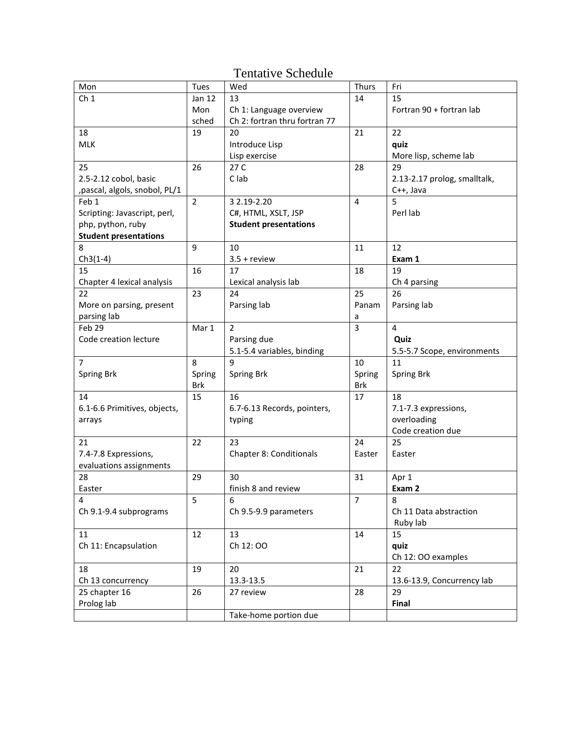# Tentative Schedule

| Mon | Tues | Wed | Thurs | Fri |
|---|---|---|---|---|
| Ch 1 | Jan 12 Mon sched | 13<br>Ch 1: Language overview<br>Ch 2: fortran thru fortran 77 | 14 | 15<br>Fortran 90 + fortran lab |
| 18<br>MLK | 19 | 20<br>Introduce Lisp<br>Lisp exercise | 21 | 22<br>**quiz**<br>More lisp, scheme lab |
| 25<br>2.5-2.12 cobol, basic ,pascal, algols, snobol, PL/1 | 26 | 27 C<br>C lab | 28 | 29<br>2.13-2.17 prolog, smalltalk, C++, Java |
| Feb 1<br>Scripting: Javascript, perl, php, python, ruby<br>**Student presentations** | 2 | 3 2.19-2.20<br>C#, HTML, XSLT, JSP<br>**Student presentations** | 4 | 5<br>Perl lab |
| 8<br>Ch3(1-4) | 9 | 10<br>3.5 + review | 11 | 12<br>**Exam 1** |
| 15<br>Chapter 4 lexical analysis | 16 | 17<br>Lexical analysis lab | 18 | 19<br>Ch 4 parsing |
| 22<br>More on parsing, present parsing lab | 23 | 24<br>Parsing lab | 25<br>Panama | 26<br>Parsing lab |
| Feb 29<br>Code creation lecture | Mar 1 | 2<br>Parsing due<br>5.1-5.4 variables, binding | 3 | 4<br>**Quiz**<br>5.5-5.7 Scope, environments |
| 7<br>Spring Brk | 8<br>Spring Brk | 9<br>Spring Brk | 10<br>Spring Brk | 11<br>Spring Brk |
| 14<br>6.1-6.6 Primitives, objects, arrays | 15 | 16<br>6.7-6.13 Records, pointers, typing | 17 | 18<br>7.1-7.3 expressions, overloading<br>Code creation due |
| 21<br>7.4-7.8 Expressions, evaluations assignments | 22 | 23<br>Chapter 8: Conditionals | 24<br>Easter | 25<br>Easter |
| 28<br>Easter | 29 | 30<br>finish 8 and review | 31 | Apr 1<br>**Exam 2** |
| 4<br>Ch 9.1-9.4 subprograms | 5 | 6<br>Ch 9.5-9.9 parameters | 7 | 8<br>Ch 11 Data abstraction<br>Ruby lab |
| 11<br>Ch 11: Encapsulation | 12 | 13<br>Ch 12: OO | 14 | 15<br>**quiz**<br>Ch 12: OO examples |
| 18<br>Ch 13 concurrency | 19 | 20<br>13.3-13.5 | 21 | 22<br>13.6-13.9, Concurrency lab |
| 25 chapter 16<br>Prolog lab | 26 | 27 review | 28 | 29<br>**Final** |
| | | Take-home portion due | | |